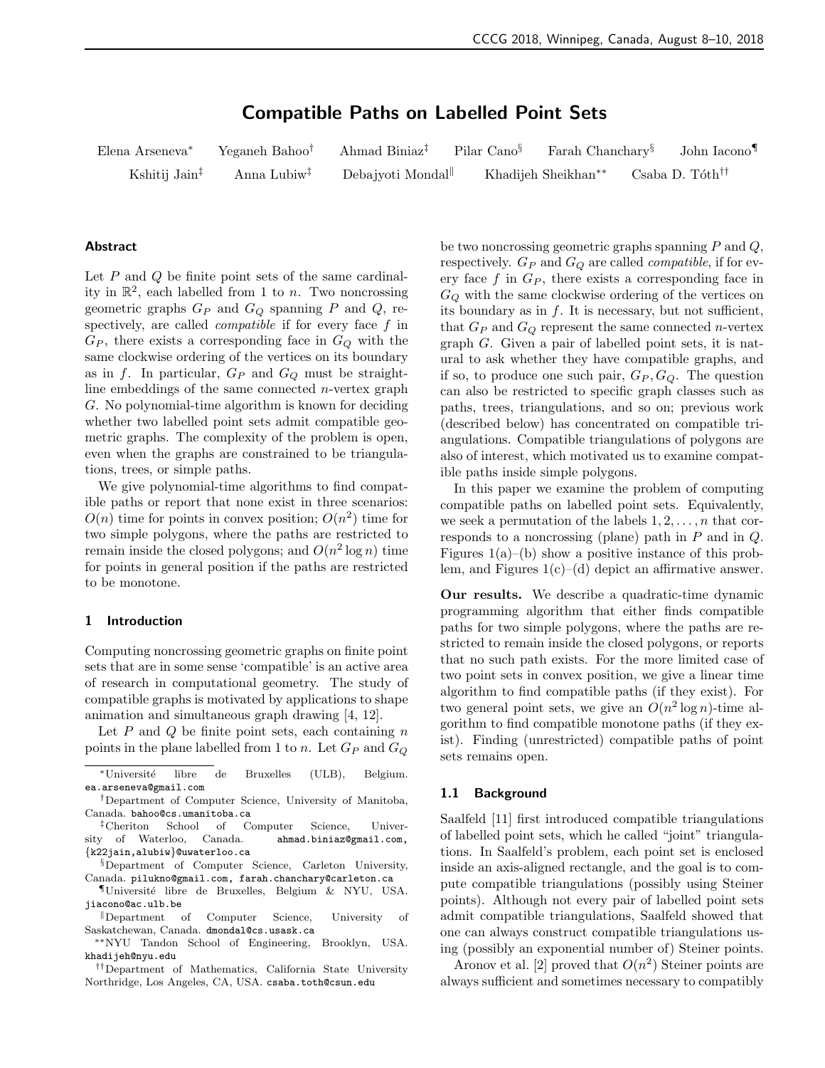# Compatible Paths on Labelled Point Sets

Elena Arseneva* Yeganeh Bahoo[†] Ahmad Biniaz[‡] Pilar Cano[§] Farah Chanchary[§] John Iacono[¶] Kshitij Jain[‡] Anna Lubiw[‡] Debajyoti Mondal[‖] Khadijeh Sheikhan[**] Csaba D. Tóth[††]

### Abstract

Let $P$ and $Q$ be finite point sets of the same cardinality in $\mathbb{R}^2$, each labelled from 1 to $n$. Two noncrossing geometric graphs $G_P$ and $G_Q$ spanning $P$ and $Q$, respectively, are called *compatible* if for every face $f$ in $G_P$, there exists a corresponding face in $G_Q$ with the same clockwise ordering of the vertices on its boundary as in $f$. In particular, $G_P$ and $G_Q$ must be straight-line embeddings of the same connected $n$-vertex graph $G$. No polynomial-time algorithm is known for deciding whether two labelled point sets admit compatible geometric graphs. The complexity of the problem is open, even when the graphs are constrained to be triangulations, trees, or simple paths.

We give polynomial-time algorithms to find compatible paths or report that none exist in three scenarios: $O(n)$ time for points in convex position; $O(n^2)$ time for two simple polygons, where the paths are restricted to remain inside the closed polygons; and $O(n^2 \log n)$ time for points in general position if the paths are restricted to be monotone.

## 1 Introduction

Computing noncrossing geometric graphs on finite point sets that are in some sense 'compatible' is an active area of research in computational geometry. The study of compatible graphs is motivated by applications to shape animation and simultaneous graph drawing [4, 12].

Let $P$ and $Q$ be finite point sets, each containing $n$ points in the plane labelled from 1 to $n$. Let $G_P$ and $G_Q$ be two noncrossing geometric graphs spanning $P$ and $Q$, respectively. $G_P$ and $G_Q$ are called *compatible*, if for every face $f$ in $G_P$, there exists a corresponding face in $G_Q$ with the same clockwise ordering of the vertices on its boundary as in $f$. It is necessary, but not sufficient, that $G_P$ and $G_Q$ represent the same connected $n$-vertex graph $G$. Given a pair of labelled point sets, it is natural to ask whether they have compatible graphs, and if so, to produce one such pair, $G_P, G_Q$. The question can also be restricted to specific graph classes such as paths, trees, triangulations, and so on; previous work (described below) has concentrated on compatible triangulations. Compatible triangulations of polygons are also of interest, which motivated us to examine compatible paths inside simple polygons.

In this paper we examine the problem of computing compatible paths on labelled point sets. Equivalently, we seek a permutation of the labels $1, 2, \ldots, n$ that corresponds to a noncrossing (plane) path in $P$ and in $Q$. Figures 1(a)–(b) show a positive instance of this problem, and Figures 1(c)–(d) depict an affirmative answer.

**Our results.** We describe a quadratic-time dynamic programming algorithm that either finds compatible paths for two simple polygons, where the paths are restricted to remain inside the closed polygons, or reports that no such path exists. For the more limited case of two point sets in convex position, we give a linear time algorithm to find compatible paths (if they exist). For two general point sets, we give an $O(n^2 \log n)$-time algorithm to find compatible monotone paths (if they exist). Finding (unrestricted) compatible paths of point sets remains open.

### 1.1 Background

Saalfeld [11] first introduced compatible triangulations of labelled point sets, which he called "joint" triangulations. In Saalfeld's problem, each point set is enclosed inside an axis-aligned rectangle, and the goal is to compute compatible triangulations (possibly using Steiner points). Although not every pair of labelled point sets admit compatible triangulations, Saalfeld showed that one can always construct compatible triangulations using (possibly an exponential number of) Steiner points.

Aronov et al. [2] proved that $O(n^2)$ Steiner points are always sufficient and sometimes necessary to compatibly

---

*Université libre de Bruxelles (ULB), Belgium. ea.arseneva@gmail.com

[†]Department of Computer Science, University of Manitoba, Canada. bahoo@cs.umanitoba.ca

[‡]Cheriton School of Computer Science, University of Waterloo, Canada. ahmad.biniaz@gmail.com, {k22jain,alubiw}@uwaterloo.ca

[§]Department of Computer Science, Carleton University, Canada. pilukno@gmail.com, farah.chanchary@carleton.ca

[¶]Université libre de Bruxelles, Belgium & NYU, USA. jiacono@ac.ulb.be

[‖]Department of Computer Science, University of Saskatchewan, Canada. dmondal@cs.usask.ca

[**]NYU Tandon School of Engineering, Brooklyn, USA. khadijeh@nyu.edu

[††]Department of Mathematics, California State University Northridge, Los Angeles, CA, USA. csaba.toth@csun.edu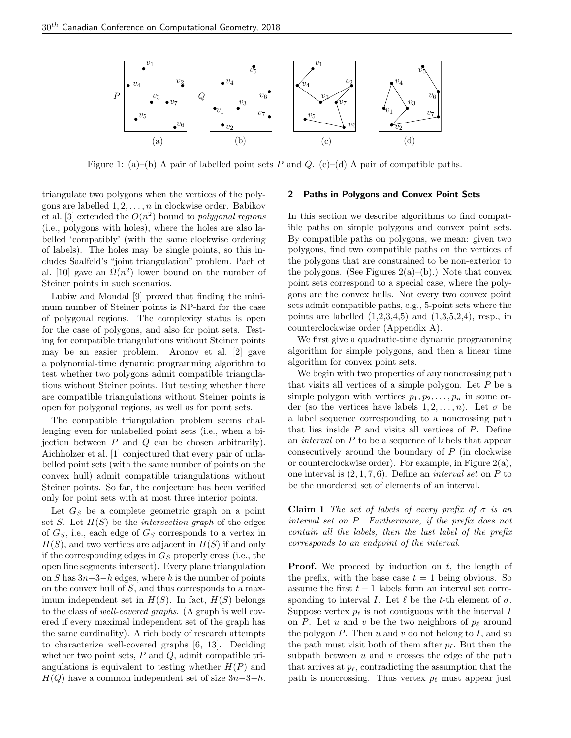Figure 1: (a)–(b) A pair of labelled point sets $P$ and $Q$. (c)–(d) A pair of compatible paths.

triangulate two polygons when the vertices of the polygons are labelled $1, 2, \ldots, n$ in clockwise order. Babikov et al. [3] extended the $O(n^2)$ bound to *polygonal regions* (i.e., polygons with holes), where the holes are also labelled 'compatibly' (with the same clockwise ordering of labels). The holes may be single points, so this includes Saalfeld's "joint triangulation" problem. Pach et al. [10] gave an $\Omega(n^2)$ lower bound on the number of Steiner points in such scenarios.

Lubiw and Mondal [9] proved that finding the minimum number of Steiner points is NP-hard for the case of polygonal regions. The complexity status is open for the case of polygons, and also for point sets. Testing for compatible triangulations without Steiner points may be an easier problem. Aronov et al. [2] gave a polynomial-time dynamic programming algorithm to test whether two polygons admit compatible triangulations without Steiner points. But testing whether there are compatible triangulations without Steiner points is open for polygonal regions, as well as for point sets.

The compatible triangulation problem seems challenging even for unlabelled point sets (i.e., when a bijection between $P$ and $Q$ can be chosen arbitrarily). Aichholzer et al. [1] conjectured that every pair of unlabelled point sets (with the same number of points on the convex hull) admit compatible triangulations without Steiner points. So far, the conjecture has been verified only for point sets with at most three interior points.

Let $G_S$ be a complete geometric graph on a point set $S$. Let $H(S)$ be the *intersection graph* of the edges of $G_S$, i.e., each edge of $G_S$ corresponds to a vertex in $H(S)$, and two vertices are adjacent in $H(S)$ if and only if the corresponding edges in $G_S$ properly cross (i.e., the open line segments intersect). Every plane triangulation on $S$ has $3n-3-h$ edges, where $h$ is the number of points on the convex hull of $S$, and thus corresponds to a maximum independent set in $H(S)$. In fact, $H(S)$ belongs to the class of *well-covered graphs*. (A graph is well covered if every maximal independent set of the graph has the same cardinality). A rich body of research attempts to characterize well-covered graphs [6, 13]. Deciding whether two point sets, $P$ and $Q$, admit compatible triangulations is equivalent to testing whether $H(P)$ and $H(Q)$ have a common independent set of size $3n-3-h$.

## 2 Paths in Polygons and Convex Point Sets

In this section we describe algorithms to find compatible paths on simple polygons and convex point sets. By compatible paths on polygons, we mean: given two polygons, find two compatible paths on the vertices of the polygons that are constrained to be non-exterior to the polygons. (See Figures 2(a)–(b).) Note that convex point sets correspond to a special case, where the polygons are the convex hulls. Not every two convex point sets admit compatible paths, e.g., 5-point sets where the points are labelled (1,2,3,4,5) and (1,3,5,2,4), resp., in counterclockwise order (Appendix A).

We first give a quadratic-time dynamic programming algorithm for simple polygons, and then a linear time algorithm for convex point sets.

We begin with two properties of any noncrossing path that visits all vertices of a simple polygon. Let $P$ be a simple polygon with vertices $p_1, p_2, \ldots, p_n$ in some order (so the vertices have labels $1, 2, \ldots, n$). Let $\sigma$ be a label sequence corresponding to a noncrossing path that lies inside $P$ and visits all vertices of $P$. Define an *interval* on $P$ to be a sequence of labels that appear consecutively around the boundary of $P$ (in clockwise or counterclockwise order). For example, in Figure 2(a), one interval is $(2, 1, 7, 6)$. Define an *interval set* on $P$ to be the unordered set of elements of an interval.

**Claim 1** *The set of labels of every prefix of $\sigma$ is an interval set on $P$. Furthermore, if the prefix does not contain all the labels, then the last label of the prefix corresponds to an endpoint of the interval.*

**Proof.** We proceed by induction on $t$, the length of the prefix, with the base case $t = 1$ being obvious. So assume the first $t-1$ labels form an interval set corresponding to interval $I$. Let $\ell$ be the $t$-th element of $\sigma$. Suppose vertex $p_\ell$ is not contiguous with the interval $I$ on $P$. Let $u$ and $v$ be the two neighbors of $p_\ell$ around the polygon $P$. Then $u$ and $v$ do not belong to $I$, and so the path must visit both of them after $p_\ell$. But then the subpath between $u$ and $v$ crosses the edge of the path that arrives at $p_\ell$, contradicting the assumption that the path is noncrossing. Thus vertex $p_\ell$ must appear just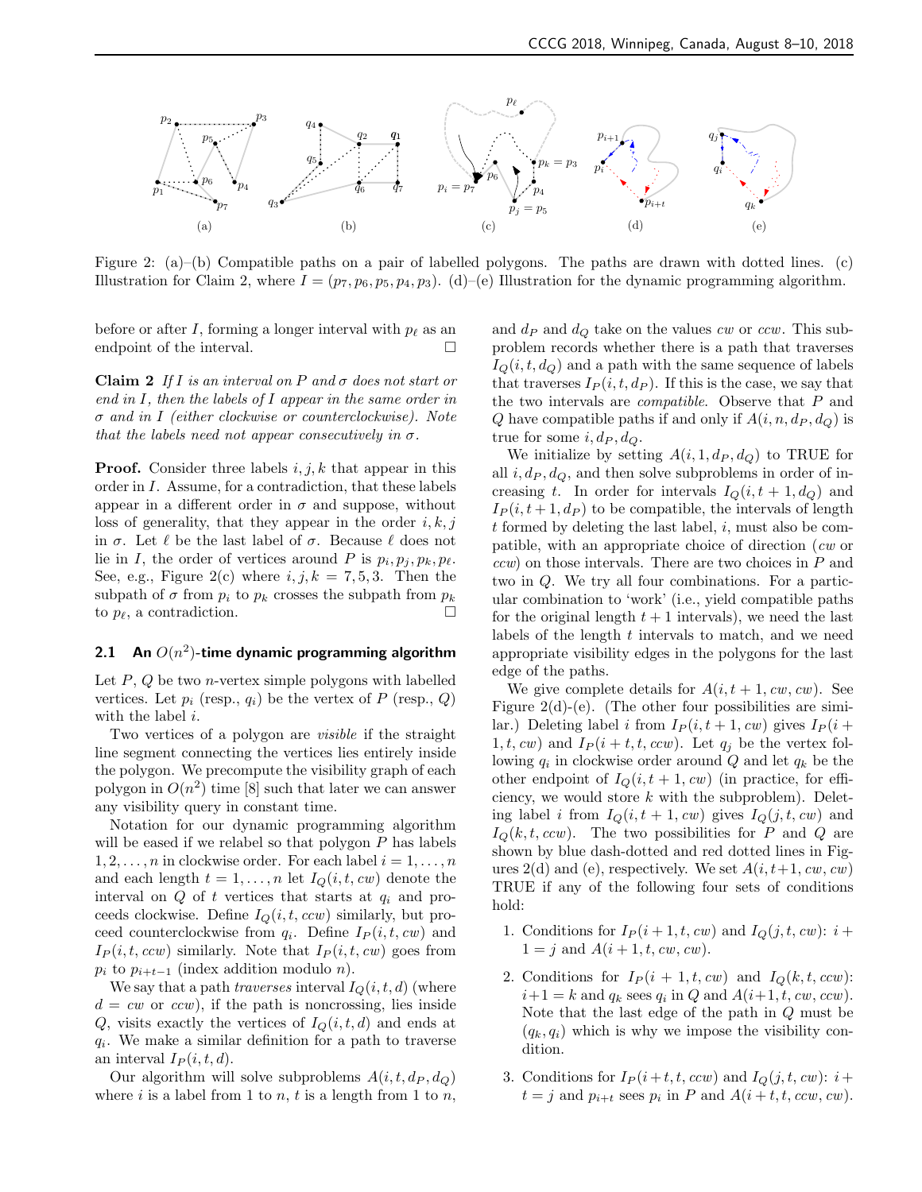Figure 2: (a)–(b) Compatible paths on a pair of labelled polygons. The paths are drawn with dotted lines. (c) Illustration for Claim 2, where $I = (p_7, p_6, p_5, p_4, p_3)$. (d)–(e) Illustration for the dynamic programming algorithm.

before or after $I$, forming a longer interval with $p_\ell$ as an endpoint of the interval. □

**Claim 2** *If $I$ is an interval on $P$ and $\sigma$ does not start or end in $I$, then the labels of $I$ appear in the same order in $\sigma$ and in $I$ (either clockwise or counterclockwise). Note that the labels need not appear consecutively in $\sigma$.*

**Proof.** Consider three labels $i, j, k$ that appear in this order in $I$. Assume, for a contradiction, that these labels appear in a different order in $\sigma$ and suppose, without loss of generality, that they appear in the order $i, k, j$ in $\sigma$. Let $\ell$ be the last label of $\sigma$. Because $\ell$ does not lie in $I$, the order of vertices around $P$ is $p_i, p_j, p_k, p_\ell$. See, e.g., Figure 2(c) where $i, j, k = 7, 5, 3$. Then the subpath of $\sigma$ from $p_i$ to $p_k$ crosses the subpath from $p_k$ to $p_\ell$, a contradiction. □

### 2.1 An $O(n^2)$-time dynamic programming algorithm

Let $P$, $Q$ be two $n$-vertex simple polygons with labelled vertices. Let $p_i$ (resp., $q_i$) be the vertex of $P$ (resp., $Q$) with the label $i$.

Two vertices of a polygon are *visible* if the straight line segment connecting the vertices lies entirely inside the polygon. We precompute the visibility graph of each polygon in $O(n^2)$ time [8] such that later we can answer any visibility query in constant time.

Notation for our dynamic programming algorithm will be eased if we relabel so that polygon $P$ has labels $1, 2, \ldots, n$ in clockwise order. For each label $i = 1, \ldots, n$ and each length $t = 1, \ldots, n$ let $I_Q(i, t, cw)$ denote the interval on $Q$ of $t$ vertices that starts at $q_i$ and proceeds clockwise. Define $I_Q(i, t, ccw)$ similarly, but proceed counterclockwise from $q_i$. Define $I_P(i, t, cw)$ and $I_P(i, t, ccw)$ similarly. Note that $I_P(i, t, cw)$ goes from $p_i$ to $p_{i+t-1}$ (index addition modulo $n$).

We say that a path *traverses* interval $I_Q(i, t, d)$ (where $d = cw$ or $ccw$), if the path is noncrossing, lies inside $Q$, visits exactly the vertices of $I_Q(i, t, d)$ and ends at $q_i$. We make a similar definition for a path to traverse an interval $I_P(i, t, d)$.

Our algorithm will solve subproblems $A(i, t, d_P, d_Q)$ where $i$ is a label from 1 to $n$, $t$ is a length from 1 to $n$, and $d_P$ and $d_Q$ take on the values $cw$ or $ccw$. This subproblem records whether there is a path that traverses $I_Q(i, t, d_Q)$ and a path with the same sequence of labels that traverses $I_P(i, t, d_P)$. If this is the case, we say that the two intervals are *compatible*. Observe that $P$ and $Q$ have compatible paths if and only if $A(i, n, d_P, d_Q)$ is true for some $i, d_P, d_Q$.

We initialize by setting $A(i, 1, d_P, d_Q)$ to TRUE for all $i, d_P, d_Q$, and then solve subproblems in order of increasing $t$. In order for intervals $I_Q(i, t+1, d_Q)$ and $I_P(i, t+1, d_P)$ to be compatible, the intervals of length $t$ formed by deleting the last label, $i$, must also be compatible, with an appropriate choice of direction ($cw$ or $ccw$) on those intervals. There are two choices in $P$ and two in $Q$. We try all four combinations. For a particular combination to 'work' (i.e., yield compatible paths for the original length $t+1$ intervals), we need the last labels of the length $t$ intervals to match, and we need appropriate visibility edges in the polygons for the last edge of the paths.

We give complete details for $A(i, t+1, cw, cw)$. See Figure 2(d)-(e). (The other four possibilities are similar.) Deleting label $i$ from $I_P(i, t+1, cw)$ gives $I_P(i+1, t, cw)$ and $I_P(i+t, t, ccw)$. Let $q_j$ be the vertex following $q_i$ in clockwise order around $Q$ and let $q_k$ be the other endpoint of $I_Q(i, t+1, cw)$ (in practice, for efficiency, we would store $k$ with the subproblem). Deleting label $i$ from $I_Q(i, t+1, cw)$ gives $I_Q(j, t, cw)$ and $I_Q(k, t, ccw)$. The two possibilities for $P$ and $Q$ are shown by blue dash-dotted and red dotted lines in Figures 2(d) and (e), respectively. We set $A(i, t+1, cw, cw)$ TRUE if any of the following four sets of conditions hold:

1. Conditions for $I_P(i+1, t, cw)$ and $I_Q(j, t, cw)$: $i+1 = j$ and $A(i+1, t, cw, cw)$.
2. Conditions for $I_P(i+1, t, cw)$ and $I_Q(k, t, ccw)$: $i+1 = k$ and $q_k$ sees $q_i$ in $Q$ and $A(i+1, t, cw, ccw)$. Note that the last edge of the path in $Q$ must be $(q_k, q_i)$ which is why we impose the visibility condition.
3. Conditions for $I_P(i+t, t, ccw)$ and $I_Q(j, t, cw)$: $i+t = j$ and $p_{i+t}$ sees $p_i$ in $P$ and $A(i+t, t, ccw, cw)$.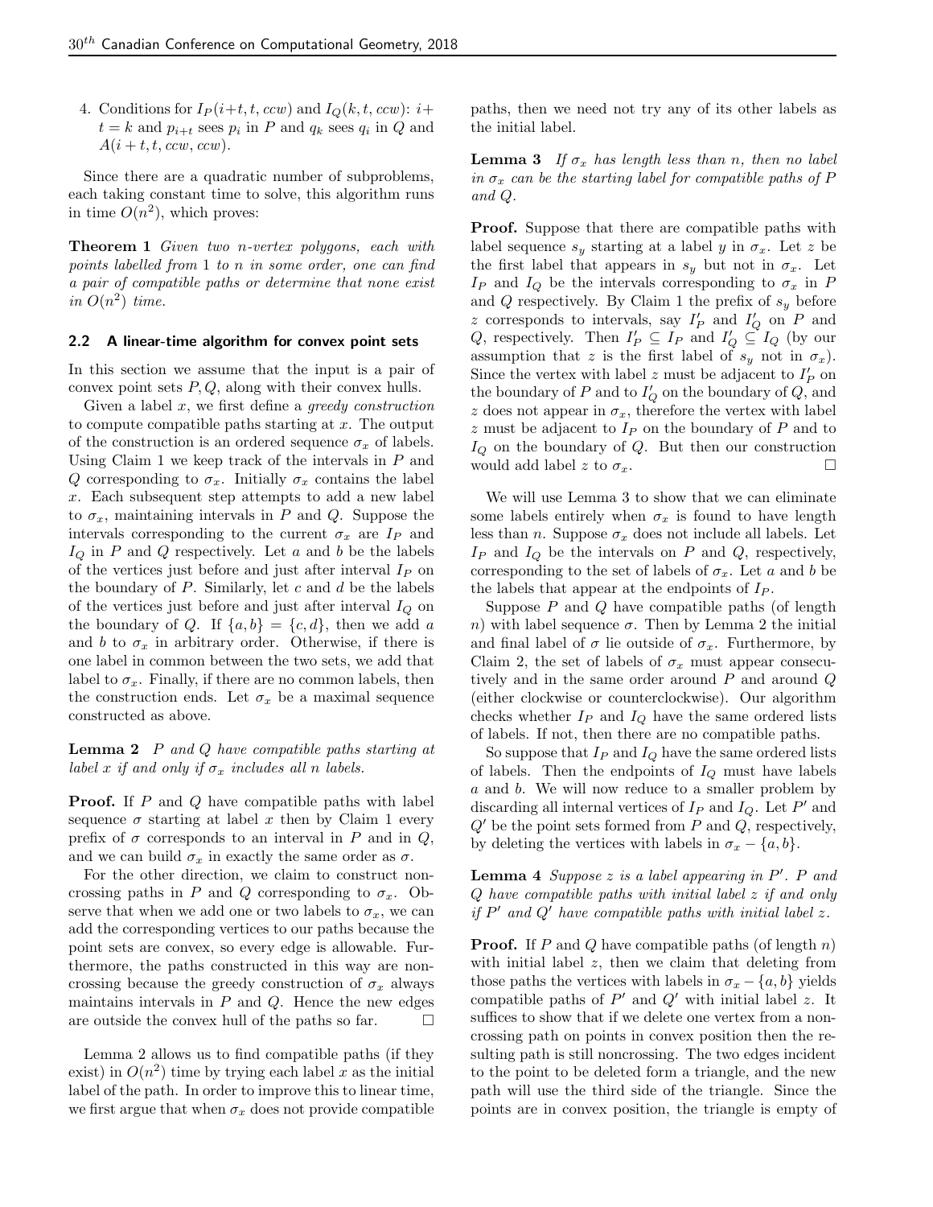4. Conditions for $I_P(i+t, t, ccw)$ and $I_Q(k, t, ccw)$: $i+t = k$ and $p_{i+t}$ sees $p_i$ in $P$ and $q_k$ sees $q_i$ in $Q$ and $A(i+t, t, ccw, ccw)$.

Since there are a quadratic number of subproblems, each taking constant time to solve, this algorithm runs in time $O(n^2)$, which proves:

**Theorem 1** *Given two n-vertex polygons, each with points labelled from 1 to n in some order, one can find a pair of compatible paths or determine that none exist in $O(n^2)$ time.*

### 2.2 A linear-time algorithm for convex point sets

In this section we assume that the input is a pair of convex point sets $P, Q$, along with their convex hulls.

Given a label $x$, we first define a *greedy construction* to compute compatible paths starting at $x$. The output of the construction is an ordered sequence $\sigma_x$ of labels. Using Claim 1 we keep track of the intervals in $P$ and $Q$ corresponding to $\sigma_x$. Initially $\sigma_x$ contains the label $x$. Each subsequent step attempts to add a new label to $\sigma_x$, maintaining intervals in $P$ and $Q$. Suppose the intervals corresponding to the current $\sigma_x$ are $I_P$ and $I_Q$ in $P$ and $Q$ respectively. Let $a$ and $b$ be the labels of the vertices just before and just after interval $I_P$ on the boundary of $P$. Similarly, let $c$ and $d$ be the labels of the vertices just before and just after interval $I_Q$ on the boundary of $Q$. If $\{a, b\} = \{c, d\}$, then we add $a$ and $b$ to $\sigma_x$ in arbitrary order. Otherwise, if there is one label in common between the two sets, we add that label to $\sigma_x$. Finally, if there are no common labels, then the construction ends. Let $\sigma_x$ be a maximal sequence constructed as above.

**Lemma 2** *P and Q have compatible paths starting at label x if and only if $\sigma_x$ includes all n labels.*

**Proof.** If $P$ and $Q$ have compatible paths with label sequence $\sigma$ starting at label $x$ then by Claim 1 every prefix of $\sigma$ corresponds to an interval in $P$ and in $Q$, and we can build $\sigma_x$ in exactly the same order as $\sigma$.

For the other direction, we claim to construct non-crossing paths in $P$ and $Q$ corresponding to $\sigma_x$. Observe that when we add one or two labels to $\sigma_x$, we can add the corresponding vertices to our paths because the point sets are convex, so every edge is allowable. Furthermore, the paths constructed in this way are non-crossing because the greedy construction of $\sigma_x$ always maintains intervals in $P$ and $Q$. Hence the new edges are outside the convex hull of the paths so far. □

Lemma 2 allows us to find compatible paths (if they exist) in $O(n^2)$ time by trying each label $x$ as the initial label of the path. In order to improve this to linear time, we first argue that when $\sigma_x$ does not provide compatible paths, then we need not try any of its other labels as the initial label.

**Lemma 3** *If $\sigma_x$ has length less than n, then no label in $\sigma_x$ can be the starting label for compatible paths of P and Q.*

**Proof.** Suppose that there are compatible paths with label sequence $s_y$ starting at a label $y$ in $\sigma_x$. Let $z$ be the first label that appears in $s_y$ but not in $\sigma_x$. Let $I_P$ and $I_Q$ be the intervals corresponding to $\sigma_x$ in $P$ and $Q$ respectively. By Claim 1 the prefix of $s_y$ before $z$ corresponds to intervals, say $I'_P$ and $I'_Q$ on $P$ and $Q$, respectively. Then $I'_P \subseteq I_P$ and $I'_Q \subseteq I_Q$ (by our assumption that $z$ is the first label of $s_y$ not in $\sigma_x$). Since the vertex with label $z$ must be adjacent to $I'_P$ on the boundary of $P$ and to $I'_Q$ on the boundary of $Q$, and $z$ does not appear in $\sigma_x$, therefore the vertex with label $z$ must be adjacent to $I_P$ on the boundary of $P$ and to $I_Q$ on the boundary of $Q$. But then our construction would add label $z$ to $\sigma_x$. □

We will use Lemma 3 to show that we can eliminate some labels entirely when $\sigma_x$ is found to have length less than $n$. Suppose $\sigma_x$ does not include all labels. Let $I_P$ and $I_Q$ be the intervals on $P$ and $Q$, respectively, corresponding to the set of labels of $\sigma_x$. Let $a$ and $b$ be the labels that appear at the endpoints of $I_P$.

Suppose $P$ and $Q$ have compatible paths (of length $n$) with label sequence $\sigma$. Then by Lemma 2 the initial and final label of $\sigma$ lie outside of $\sigma_x$. Furthermore, by Claim 2, the set of labels of $\sigma_x$ must appear consecutively and in the same order around $P$ and around $Q$ (either clockwise or counterclockwise). Our algorithm checks whether $I_P$ and $I_Q$ have the same ordered lists of labels. If not, then there are no compatible paths.

So suppose that $I_P$ and $I_Q$ have the same ordered lists of labels. Then the endpoints of $I_Q$ must have labels $a$ and $b$. We will now reduce to a smaller problem by discarding all internal vertices of $I_P$ and $I_Q$. Let $P'$ and $Q'$ be the point sets formed from $P$ and $Q$, respectively, by deleting the vertices with labels in $\sigma_x - \{a, b\}$.

**Lemma 4** *Suppose z is a label appearing in $P'$. P and Q have compatible paths with initial label z if and only if $P'$ and $Q'$ have compatible paths with initial label z.*

**Proof.** If $P$ and $Q$ have compatible paths (of length $n$) with initial label $z$, then we claim that deleting from those paths the vertices with labels in $\sigma_x - \{a, b\}$ yields compatible paths of $P'$ and $Q'$ with initial label $z$. It suffices to show that if we delete one vertex from a noncrossing path on points in convex position then the resulting path is still noncrossing. The two edges incident to the point to be deleted form a triangle, and the new path will use the third side of the triangle. Since the points are in convex position, the triangle is empty of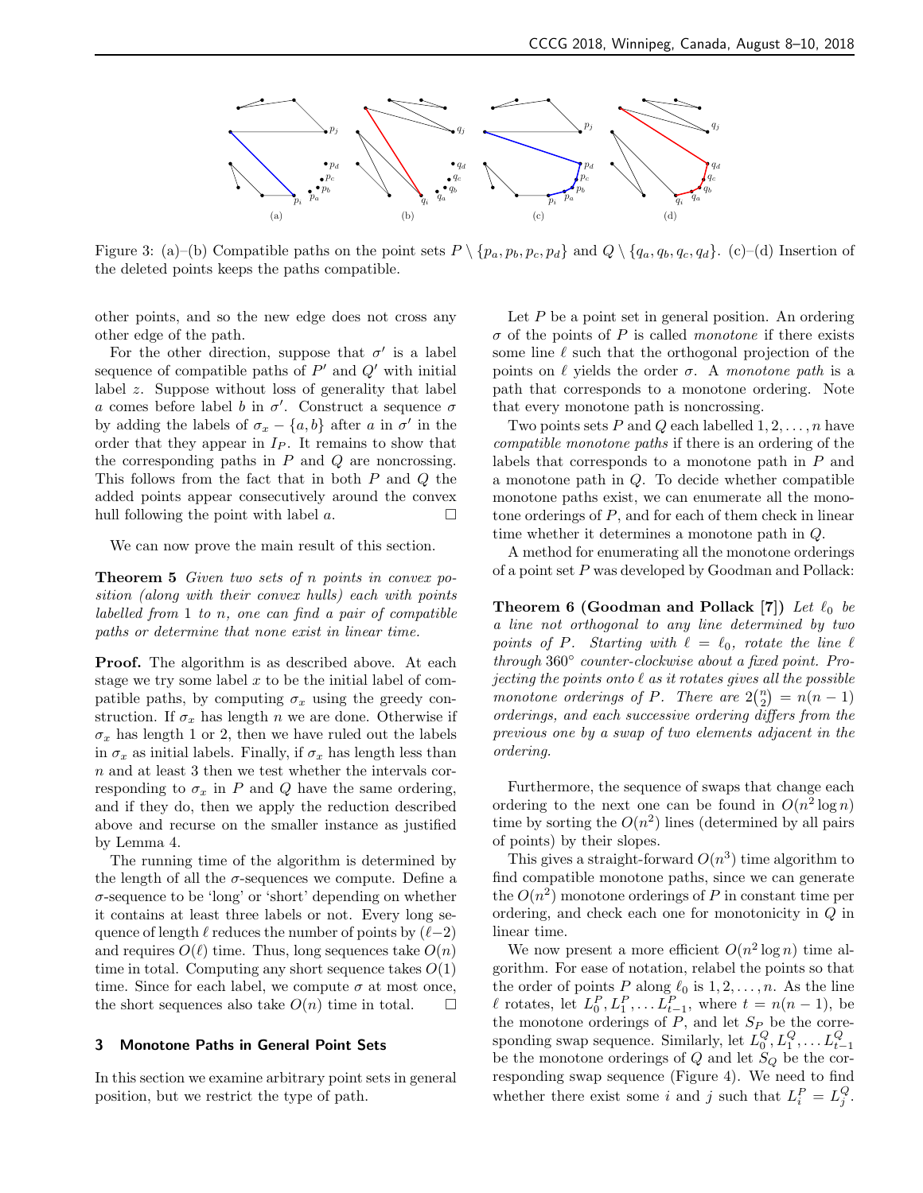Figure 3: (a)–(b) Compatible paths on the point sets $P \setminus \{p_a, p_b, p_c, p_d\}$ and $Q \setminus \{q_a, q_b, q_c, q_d\}$. (c)–(d) Insertion of the deleted points keeps the paths compatible.

other points, and so the new edge does not cross any other edge of the path.

For the other direction, suppose that $\sigma'$ is a label sequence of compatible paths of $P'$ and $Q'$ with initial label $z$. Suppose without loss of generality that label $a$ comes before label $b$ in $\sigma'$. Construct a sequence $\sigma$ by adding the labels of $\sigma_x - \{a, b\}$ after $a$ in $\sigma'$ in the order that they appear in $I_P$. It remains to show that the corresponding paths in $P$ and $Q$ are noncrossing. This follows from the fact that in both $P$ and $Q$ the added points appear consecutively around the convex hull following the point with label $a$. $\square$

We can now prove the main result of this section.

**Theorem 5** *Given two sets of $n$ points in convex position (along with their convex hulls) each with points labelled from 1 to $n$, one can find a pair of compatible paths or determine that none exist in linear time.*

**Proof.** The algorithm is as described above. At each stage we try some label $x$ to be the initial label of compatible paths, by computing $\sigma_x$ using the greedy construction. If $\sigma_x$ has length $n$ we are done. Otherwise if $\sigma_x$ has length 1 or 2, then we have ruled out the labels in $\sigma_x$ as initial labels. Finally, if $\sigma_x$ has length less than $n$ and at least 3 then we test whether the intervals corresponding to $\sigma_x$ in $P$ and $Q$ have the same ordering, and if they do, then we apply the reduction described above and recurse on the smaller instance as justified by Lemma 4.

The running time of the algorithm is determined by the length of all the $\sigma$-sequences we compute. Define a $\sigma$-sequence to be 'long' or 'short' depending on whether it contains at least three labels or not. Every long sequence of length $\ell$ reduces the number of points by $(\ell-2)$ and requires $O(\ell)$ time. Thus, long sequences take $O(n)$ time in total. Computing any short sequence takes $O(1)$ time. Since for each label, we compute $\sigma$ at most once, the short sequences also take $O(n)$ time in total. $\square$

## 3 Monotone Paths in General Point Sets

In this section we examine arbitrary point sets in general position, but we restrict the type of path.

Let $P$ be a point set in general position. An ordering $\sigma$ of the points of $P$ is called *monotone* if there exists some line $\ell$ such that the orthogonal projection of the points on $\ell$ yields the order $\sigma$. A *monotone path* is a path that corresponds to a monotone ordering. Note that every monotone path is noncrossing.

Two points sets $P$ and $Q$ each labelled $1, 2, \ldots, n$ have *compatible monotone paths* if there is an ordering of the labels that corresponds to a monotone path in $P$ and a monotone path in $Q$. To decide whether compatible monotone paths exist, we can enumerate all the monotone orderings of $P$, and for each of them check in linear time whether it determines a monotone path in $Q$.

A method for enumerating all the monotone orderings of a point set $P$ was developed by Goodman and Pollack:

**Theorem 6 (Goodman and Pollack [7])** *Let $\ell_0$ be a line not orthogonal to any line determined by two points of $P$. Starting with $\ell = \ell_0$, rotate the line $\ell$ through $360°$ counter-clockwise about a fixed point. Projecting the points onto $\ell$ as it rotates gives all the possible monotone orderings of $P$. There are $2\binom{n}{2} = n(n-1)$ orderings, and each successive ordering differs from the previous one by a swap of two elements adjacent in the ordering.*

Furthermore, the sequence of swaps that change each ordering to the next one can be found in $O(n^2 \log n)$ time by sorting the $O(n^2)$ lines (determined by all pairs of points) by their slopes.

This gives a straight-forward $O(n^3)$ time algorithm to find compatible monotone paths, since we can generate the $O(n^2)$ monotone orderings of $P$ in constant time per ordering, and check each one for monotonicity in $Q$ in linear time.

We now present a more efficient $O(n^2 \log n)$ time algorithm. For ease of notation, relabel the points so that the order of points $P$ along $\ell_0$ is $1, 2, \ldots, n$. As the line $\ell$ rotates, let $L_0^P, L_1^P, \ldots L_{t-1}^P$, where $t = n(n-1)$, be the monotone orderings of $P$, and let $S_P$ be the corresponding swap sequence. Similarly, let $L_0^Q, L_1^Q, \ldots L_{t-1}^Q$ be the monotone orderings of $Q$ and let $S_Q$ be the corresponding swap sequence (Figure 4). We need to find whether there exist some $i$ and $j$ such that $L_i^P = L_j^Q$.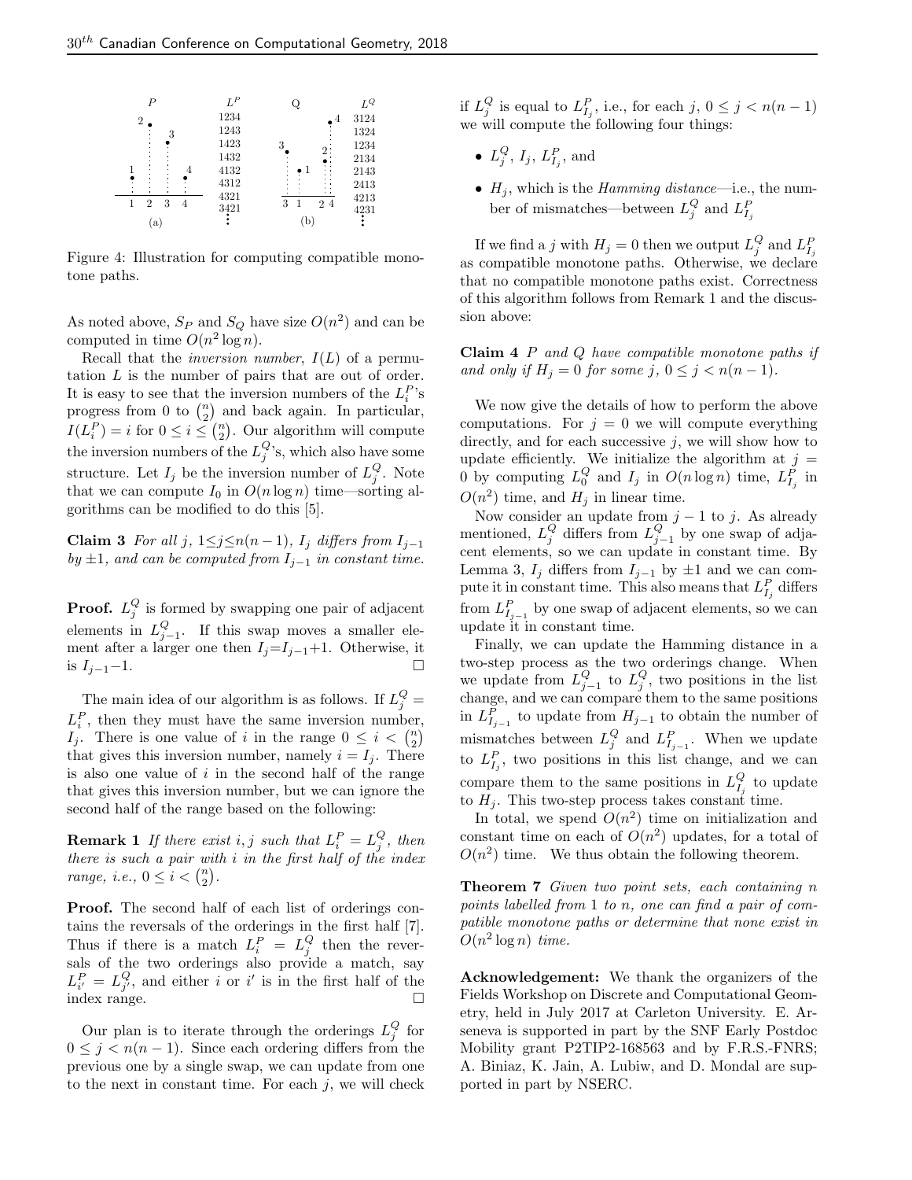P $L^P$ Q $L^Q$

2 3 1 4 1 2 3 4 (a)

1234
1243
1423
1432
4132
4312
4321
3421
⋮

4 3 2 1 3 1 2 4 (b)

3124
1324
1234
2134
2143
2413
4213
4231
⋮

Figure 4: Illustration for computing compatible monotone paths.

As noted above, $S_P$ and $S_Q$ have size $O(n^2)$ and can be computed in time $O(n^2 \log n)$.

Recall that the *inversion number*, $I(L)$ of a permutation $L$ is the number of pairs that are out of order. It is easy to see that the inversion numbers of the $L_i^P$'s progress from 0 to $\binom{n}{2}$ and back again. In particular, $I(L_i^P) = i$ for $0 \leq i \leq \binom{n}{2}$. Our algorithm will compute the inversion numbers of the $L_j^Q$'s, which also have some structure. Let $I_j$ be the inversion number of $L_j^Q$. Note that we can compute $I_0$ in $O(n \log n)$ time—sorting algorithms can be modified to do this [5].

**Claim 3** *For all $j$, $1 \leq j \leq n(n-1)$, $I_j$ differs from $I_{j-1}$ by $\pm 1$, and can be computed from $I_{j-1}$ in constant time.*

**Proof.** $L_j^Q$ is formed by swapping one pair of adjacent elements in $L_{j-1}^Q$. If this swap moves a smaller element after a larger one then $I_j = I_{j-1} + 1$. Otherwise, it is $I_{j-1} - 1$. □

The main idea of our algorithm is as follows. If $L_j^Q = L_i^P$, then they must have the same inversion number, $I_j$. There is one value of $i$ in the range $0 \leq i < \binom{n}{2}$ that gives this inversion number, namely $i = I_j$. There is also one value of $i$ in the second half of the range that gives this inversion number, but we can ignore the second half of the range based on the following:

**Remark 1** *If there exist $i, j$ such that $L_i^P = L_j^Q$, then there is such a pair with $i$ in the first half of the index range, i.e., $0 \leq i < \binom{n}{2}$.*

**Proof.** The second half of each list of orderings contains the reversals of the orderings in the first half [7]. Thus if there is a match $L_i^P = L_j^Q$ then the reversals of the two orderings also provide a match, say $L_{i'}^P = L_{j'}^Q$, and either $i$ or $i'$ is in the first half of the index range. □

Our plan is to iterate through the orderings $L_j^Q$ for $0 \leq j < n(n-1)$. Since each ordering differs from the previous one by a single swap, we can update from one to the next in constant time. For each $j$, we will check if $L_j^Q$ is equal to $L_{I_j}^P$, i.e., for each $j$, $0 \leq j < n(n-1)$ we will compute the following four things:

- $L_j^Q$, $I_j$, $L_{I_j}^P$, and
- $H_j$, which is the *Hamming distance*—i.e., the number of mismatches—between $L_j^Q$ and $L_{I_j}^P$

If we find a $j$ with $H_j = 0$ then we output $L_j^Q$ and $L_{I_j}^P$ as compatible monotone paths. Otherwise, we declare that no compatible monotone paths exist. Correctness of this algorithm follows from Remark 1 and the discussion above:

**Claim 4** *$P$ and $Q$ have compatible monotone paths if and only if $H_j = 0$ for some $j$, $0 \leq j < n(n-1)$.*

We now give the details of how to perform the above computations. For $j = 0$ we will compute everything directly, and for each successive $j$, we will show how to update efficiently. We initialize the algorithm at $j = 0$ by computing $L_0^Q$ and $I_j$ in $O(n \log n)$ time, $L_{I_j}^P$ in $O(n^2)$ time, and $H_j$ in linear time.

Now consider an update from $j-1$ to $j$. As already mentioned, $L_j^Q$ differs from $L_{j-1}^Q$ by one swap of adjacent elements, so we can update in constant time. By Lemma 3, $I_j$ differs from $I_{j-1}$ by $\pm 1$ and we can compute it in constant time. This also means that $L_{I_j}^P$ differs from $L_{I_{j-1}}^P$ by one swap of adjacent elements, so we can update it in constant time.

Finally, we can update the Hamming distance in a two-step process as the two orderings change. When we update from $L_{j-1}^Q$ to $L_j^Q$, two positions in the list change, and we can compare them to the same positions in $L_{I_{j-1}}^P$ to update from $H_{j-1}$ to obtain the number of mismatches between $L_j^Q$ and $L_{I_{j-1}}^P$. When we update to $L_{I_j}^P$, two positions in this list change, and we can compare them to the same positions in $L_{I_j}^Q$ to update to $H_j$. This two-step process takes constant time.

In total, we spend $O(n^2)$ time on initialization and constant time on each of $O(n^2)$ updates, for a total of $O(n^2)$ time. We thus obtain the following theorem.

**Theorem 7** *Given two point sets, each containing $n$ points labelled from 1 to $n$, one can find a pair of compatible monotone paths or determine that none exist in $O(n^2 \log n)$ time.*

**Acknowledgement:** We thank the organizers of the Fields Workshop on Discrete and Computational Geometry, held in July 2017 at Carleton University. E. Arseneva is supported in part by the SNF Early Postdoc Mobility grant P2TIP2-168563 and by F.R.S.-FNRS; A. Biniaz, K. Jain, A. Lubiw, and D. Mondal are supported in part by NSERC.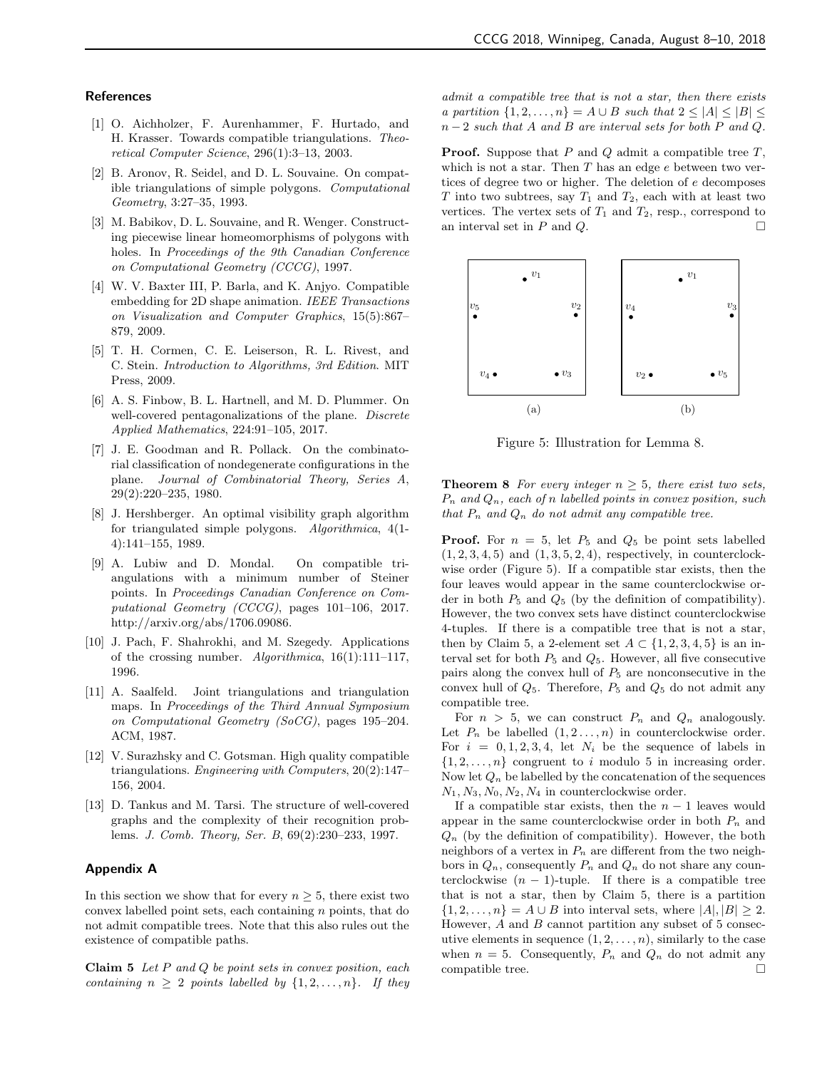## References

[1] O. Aichholzer, F. Aurenhammer, F. Hurtado, and H. Krasser. Towards compatible triangulations. *Theoretical Computer Science*, 296(1):3–13, 2003.

[2] B. Aronov, R. Seidel, and D. L. Souvaine. On compatible triangulations of simple polygons. *Computational Geometry*, 3:27–35, 1993.

[3] M. Babikov, D. L. Souvaine, and R. Wenger. Constructing piecewise linear homeomorphisms of polygons with holes. In *Proceedings of the 9th Canadian Conference on Computational Geometry (CCCG)*, 1997.

[4] W. V. Baxter III, P. Barla, and K. Anjyo. Compatible embedding for 2D shape animation. *IEEE Transactions on Visualization and Computer Graphics*, 15(5):867–879, 2009.

[5] T. H. Cormen, C. E. Leiserson, R. L. Rivest, and C. Stein. *Introduction to Algorithms, 3rd Edition*. MIT Press, 2009.

[6] A. S. Finbow, B. L. Hartnell, and M. D. Plummer. On well-covered pentagonalizations of the plane. *Discrete Applied Mathematics*, 224:91–105, 2017.

[7] J. E. Goodman and R. Pollack. On the combinatorial classification of nondegenerate configurations in the plane. *Journal of Combinatorial Theory, Series A*, 29(2):220–235, 1980.

[8] J. Hershberger. An optimal visibility graph algorithm for triangulated simple polygons. *Algorithmica*, 4(1-4):141–155, 1989.

[9] A. Lubiw and D. Mondal. On compatible triangulations with a minimum number of Steiner points. In *Proceedings Canadian Conference on Computational Geometry (CCCG)*, pages 101–106, 2017. http://arxiv.org/abs/1706.09086.

[10] J. Pach, F. Shahrokhi, and M. Szegedy. Applications of the crossing number. *Algorithmica*, 16(1):111–117, 1996.

[11] A. Saalfeld. Joint triangulations and triangulation maps. In *Proceedings of the Third Annual Symposium on Computational Geometry (SoCG)*, pages 195–204. ACM, 1987.

[12] V. Surazhsky and C. Gotsman. High quality compatible triangulations. *Engineering with Computers*, 20(2):147–156, 2004.

[13] D. Tankus and M. Tarsi. The structure of well-covered graphs and the complexity of their recognition problems. *J. Comb. Theory, Ser. B*, 69(2):230–233, 1997.

## Appendix A

In this section we show that for every $n \geq 5$, there exist two convex labelled point sets, each containing $n$ points, that do not admit compatible trees. Note that this also rules out the existence of compatible paths.

**Claim 5** *Let $P$ and $Q$ be point sets in convex position, each containing $n \geq 2$ points labelled by $\{1, 2, \ldots, n\}$. If they admit a compatible tree that is not a star, then there exists a partition $\{1, 2, \ldots, n\} = A \cup B$ such that $2 \leq |A| \leq |B| \leq n-2$ such that $A$ and $B$ are interval sets for both $P$ and $Q$.*

**Proof.** Suppose that $P$ and $Q$ admit a compatible tree $T$, which is not a star. Then $T$ has an edge $e$ between two vertices of degree two or higher. The deletion of $e$ decomposes $T$ into two subtrees, say $T_1$ and $T_2$, each with at least two vertices. The vertex sets of $T_1$ and $T_2$, resp., correspond to an interval set in $P$ and $Q$. □

$v_1$ $v_2$ $v_3$ $v_4$ $v_5$

(a)

$v_1$ $v_3$ $v_5$ $v_2$ $v_4$

(b)

Figure 5: Illustration for Lemma 8.

**Theorem 8** *For every integer $n \geq 5$, there exist two sets, $P_n$ and $Q_n$, each of $n$ labelled points in convex position, such that $P_n$ and $Q_n$ do not admit any compatible tree.*

**Proof.** For $n = 5$, let $P_5$ and $Q_5$ be point sets labelled $(1, 2, 3, 4, 5)$ and $(1, 3, 5, 2, 4)$, respectively, in counterclockwise order (Figure 5). If a compatible star exists, then the four leaves would appear in the same counterclockwise order in both $P_5$ and $Q_5$ (by the definition of compatibility). However, the two convex sets have distinct counterclockwise 4-tuples. If there is a compatible tree that is not a star, then by Claim 5, a 2-element set $A \subset \{1, 2, 3, 4, 5\}$ is an interval set for both $P_5$ and $Q_5$. However, all five consecutive pairs along the convex hull of $P_5$ are nonconsecutive in the convex hull of $Q_5$. Therefore, $P_5$ and $Q_5$ do not admit any compatible tree.

For $n > 5$, we can construct $P_n$ and $Q_n$ analogously. Let $P_n$ be labelled $(1, 2 \ldots, n)$ in counterclockwise order. For $i = 0, 1, 2, 3, 4$, let $N_i$ be the sequence of labels in $\{1, 2, \ldots, n\}$ congruent to $i$ modulo 5 in increasing order. Now let $Q_n$ be labelled by the concatenation of the sequences $N_1, N_3, N_0, N_2, N_4$ in counterclockwise order.

If a compatible star exists, then the $n - 1$ leaves would appear in the same counterclockwise order in both $P_n$ and $Q_n$ (by the definition of compatibility). However, the both neighbors of a vertex in $P_n$ are different from the two neighbors in $Q_n$, consequently $P_n$ and $Q_n$ do not share any counterclockwise $(n-1)$-tuple. If there is a compatible tree that is not a star, then by Claim 5, there is a partition $\{1, 2, \ldots, n\} = A \cup B$ into interval sets, where $|A|, |B| \geq 2$. However, $A$ and $B$ cannot partition any subset of 5 consecutive elements in sequence $(1, 2, \ldots, n)$, similarly to the case when $n = 5$. Consequently, $P_n$ and $Q_n$ do not admit any compatible tree. □